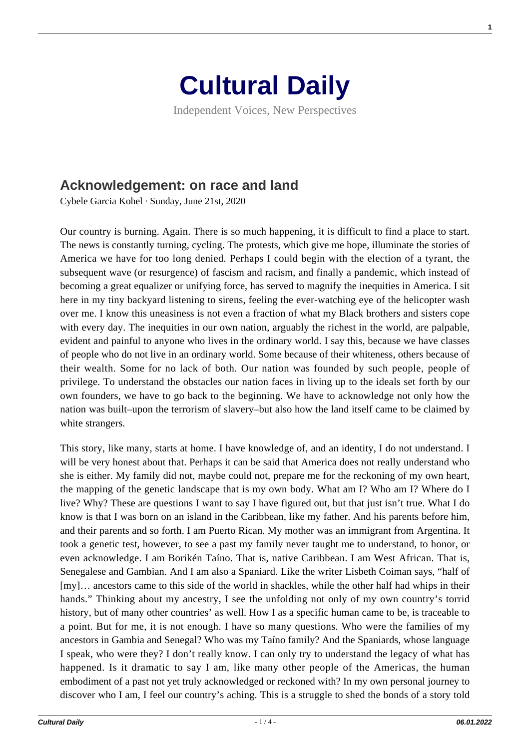# Cultural Daily

Independent Voices, New Perspectives

## Acknowledgement: on race and land

Cybele Garcia Kohel · Sunday, June 21st, 2020

Our country is burning. Again. There is so much happening, it is difficult to find a place to start. The news is constantly turning, cycling. The protests, which give me hope, illuminate the stories of America we have for too long denied. Perhaps I could begin with the election of a tyrant, the subsequent wave (or resurgence) of fascism and racism, and finally a pandemic, which instead of becoming a great equalizer or unifying force, has served to magnify the inequities in America. I sit here in my tiny backyard listening to sirens, feeling the ever-watching eye of the helicopter wash over me. I know this uneasiness is not even a fraction of what my Black brothers and sisters cope with every day. The inequities in our own nation, arguably the richest in the world, are palpable, evident and painful to anyone who lives in the ordinary world. I say this, because we have classes of people who do not live in an ordinary world. Some because of their whiteness, others because of their wealth. Some for no lack of both. Our nation was founded by such people, people of privilege. To understand the obstacles our nation faces in living up to the ideals set forth by our own founders, we have to go back to the beginning. We have to acknowledge not only how the nation was built–upon the terrorism of slavery–but also how the land itself came to be claimed by white strangers.

This story, like many, starts at home. I have knowledge of, and an identity, I do not understand. I will be very honest about that. Perhaps it can be said that America does not really understand who she is either. My family did not, maybe could not, prepare me for the reckoning of my own heart, the mapping of the genetic landscape that is my own body. What am I? Who am I? Where do I live? Why? These are questions I want to say I have figured out, but that just isn't true. What I do know is that I was born on an island in the Caribbean, like my father. And his parents before him, and their parents and so forth. I am Puerto Rican. My mother was an immigrant from Argentina. It took a genetic test, however, to see a past my family never taught me to understand, to honor, or even acknowledge. I am Borikén Taíno. That is, native Caribbean. I am West African. That is, Senegalese and Gambian. And I am also a Spaniard. Like the writer Lisbeth Coiman says, "half of [my]… ancestors came to this side of the world in shackles, while the other half had whips in their hands." Thinking about my ancestry, I see the unfolding not only of my own country's torrid history, but of many other countries' as well. How I as a specific human came to be, is traceable to a point. But for me, it is not enough. I have so many questions. Who were the families of my ancestors in Gambia and Senegal? Who was my Taíno family? And the Spaniards, whose language I speak, who were they? I don't really know. I can only try to understand the legacy of what has happened. Is it dramatic to say I am, like many other people of the Americas, the human embodiment of a past not yet truly acknowledged or reckoned with? In my own personal journey to discover who I am, I feel our country's aching. This is a struggle to shed the bonds of a story told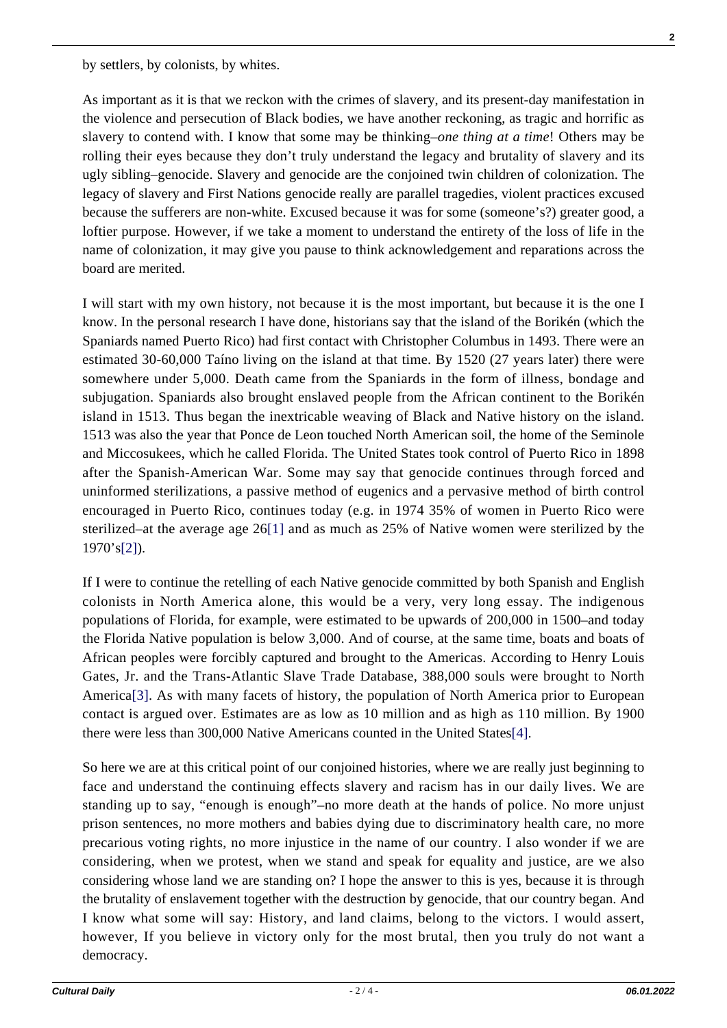by settlers, by colonists, by whites.

As important as it is that we reckon with the crimes of slavery, and its present-day manifestation in the violence and persecution of Black bodies, we have another reckoning, as tragic and horrific as slavery to contend with. I know that some may be thinking–*one thing at a time*! Others may be rolling their eyes because they don't truly understand the legacy and brutality of slavery and its ugly sibling–genocide. Slavery and genocide are the conjoined twin children of colonization. The legacy of slavery and First Nations genocide really are parallel tragedies, violent practices excused because the sufferers are non-white. Excused because it was for some (someone's?) greater good, a loftier purpose. However, if we take a moment to understand the entirety of the loss of life in the name of colonization, it may give you pause to think acknowledgement and reparations across the board are merited.

I will start with my own history, not because it is the most important, but because it is the one I know. In the personal research I have done, historians say that the island of the Borikén (which the Spaniards named Puerto Rico) had first contact with Christopher Columbus in 1493. There were an estimated 30-60,000 Taíno living on the island at that time. By 1520 (27 years later) there were somewhere under 5,000. Death came from the Spaniards in the form of illness, bondage and subjugation. Spaniards also brought enslaved people from the African continent to the Borikén island in 1513. Thus began the inextricable weaving of Black and Native history on the island. 1513 was also the year that Ponce de Leon touched North American soil, the home of the Seminole and Miccosukees, which he called Florida. The United States took control of Puerto Rico in 1898 after the Spanish-American War. Some may say that genocide continues through forced and uninformed sterilizations, a passive method of eugenics and a pervasive method of birth control encouraged in Puerto Rico, continues today (e.g. in 1974 35% of women in Puerto Rico were sterilized–at the average age 26[1] and as much as 25% of Native women were sterilized by the 1970's[2]).

If I were to continue the retelling of each Native genocide committed by both Spanish and English colonists in North America alone, this would be a very, very long essay. The indigenous populations of Florida, for example, were estimated to be upwards of 200,000 in 1500–and today the Florida Native population is below 3,000. And of course, at the same time, boats and boats of African peoples were forcibly captured and brought to the Americas. According to Henry Louis Gates, Jr. and the Trans-Atlantic Slave Trade Database, 388,000 souls were brought to North America[3]. As with many facets of history, the population of North America prior to European contact is argued over. Estimates are as low as 10 million and as high as 110 million. By 1900 there were less than 300,000 Native Americans counted in the United States[4].

So here we are at this critical point of our conjoined histories, where we are really just beginning to face and understand the continuing effects slavery and racism has in our daily lives. We are standing up to say, "enough is enough"–no more death at the hands of police. No more unjust prison sentences, no more mothers and babies dying due to discriminatory health care, no more precarious voting rights, no more injustice in the name of our country. I also wonder if we are considering, when we protest, when we stand and speak for equality and justice, are we also considering whose land we are standing on? I hope the answer to this is yes, because it is through the brutality of enslavement together with the destruction by genocide, that our country began. And I know what some will say: History, and land claims, belong to the victors. I would assert, however, If you believe in victory only for the most brutal, then you truly do not want a democracy.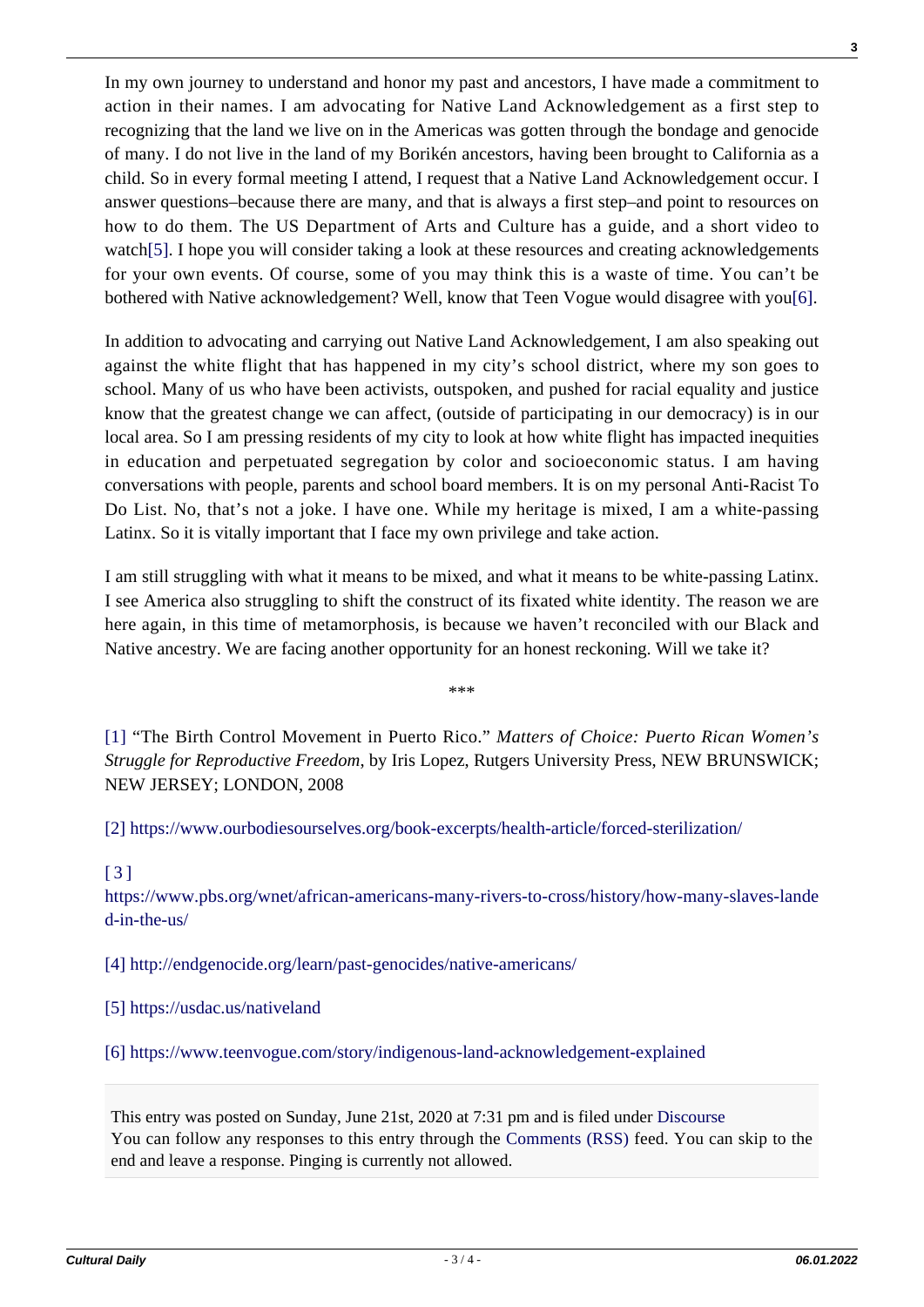In my own journey to understand and honor my past and ancestors, I have made a commitment to action in their names. I am advocating for Native Land Acknowledgement as a first step to recognizing that the land we live on in the Americas was gotten through the bondage and genocide of many. I do not live in the land of my Borikén ancestors, having been brought to California as a child. So in every formal meeting I attend, I request that a Native Land Acknowledgement occur. I answer questions–because there are many, and that is always a first step–and point to resources on how to do them. The US Department of Arts and Culture has a guide, and a short video to watch[5]. I hope you will consider taking a look at these resources and creating acknowledgements for your own events. Of course, some of you may think this is a waste of time. You can't be bothered with Native acknowledgement? Well, know that Teen Vogue would disagree with you[6].

In addition to advocating and carrying out Native Land Acknowledgement, I am also speaking out against the white flight that has happened in my city's school district, where my son goes to school. Many of us who have been activists, outspoken, and pushed for racial equality and justice know that the greatest change we can affect, (outside of participating in our democracy) is in our local area. So I am pressing residents of my city to look at how white flight has impacted inequities in education and perpetuated segregation by color and socioeconomic status. I am having conversations with people, parents and school board members. It is on my personal Anti-Racist To Do List. No, that's not a joke. I have one. While my heritage is mixed, I am a white-passing Latinx. So it is vitally important that I face my own privilege and take action.

I am still struggling with what it means to be mixed, and what it means to be white-passing Latinx. I see America also struggling to shift the construct of its fixated white identity. The reason we are here again, in this time of metamorphosis, is because we haven't reconciled with our Black and Native ancestry. We are facing another opportunity for an honest reckoning. Will we take it?

***

[1] "The Birth Control Movement in Puerto Rico." *Matters of Choice: Puerto Rican Women's Struggle for Reproductive Freedom*, by Iris Lopez, Rutgers University Press, NEW BRUNSWICK; NEW JERSEY; LONDON, 2008

[2] https://www.ourbodiesourselves.org/book-excerpts/health-article/forced-sterilization/

[3] https://www.pbs.org/wnet/african-americans-many-rivers-to-cross/history/how-many-slaves-landed-in-the-us/

[4] http://endgenocide.org/learn/past-genocides/native-americans/

[5] https://usdac.us/nativeland

[6] https://www.teenvogue.com/story/indigenous-land-acknowledgement-explained

This entry was posted on Sunday, June 21st, 2020 at 7:31 pm and is filed under Discourse
You can follow any responses to this entry through the Comments (RSS) feed. You can skip to the end and leave a response. Pinging is currently not allowed.